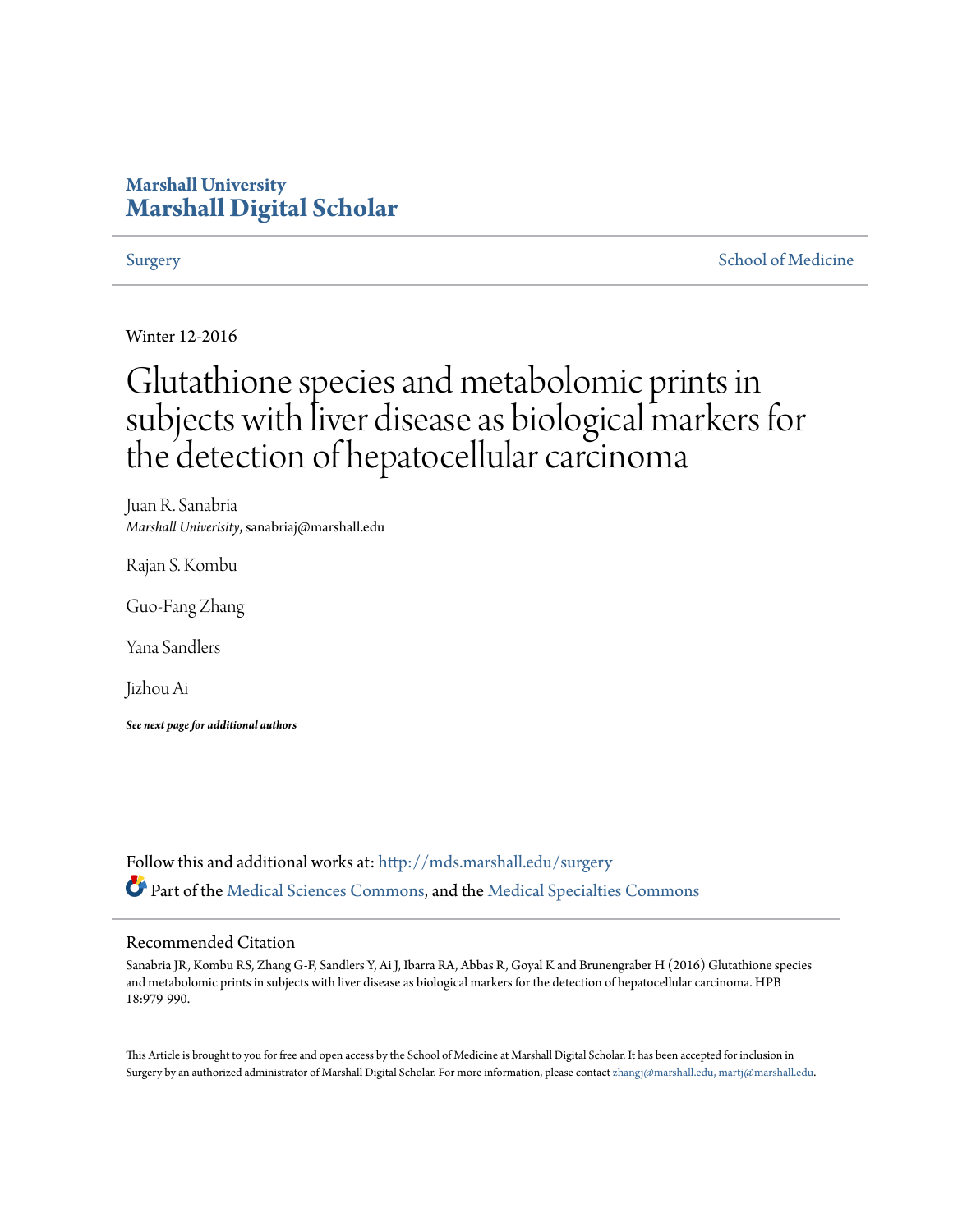Marshall University
**Marshall Digital Scholar**

Surgery | School of Medicine

Winter 12-2016

# Glutathione species and metabolomic prints in subjects with liver disease as biological markers for the detection of hepatocellular carcinoma

Juan R. Sanabria
*Marshall Univerisity*, sanabriaj@marshall.edu

Rajan S. Kombu

Guo-Fang Zhang

Yana Sandlers

Jizhou Ai

***See next page for additional authors***

Follow this and additional works at: http://mds.marshall.edu/surgery

Part of the Medical Sciences Commons, and the Medical Specialties Commons

## Recommended Citation

Sanabria JR, Kombu RS, Zhang G-F, Sandlers Y, Ai J, Ibarra RA, Abbas R, Goyal K and Brunengraber H (2016) Glutathione species and metabolomic prints in subjects with liver disease as biological markers for the detection of hepatocellular carcinoma. HPB 18:979-990.

This Article is brought to you for free and open access by the School of Medicine at Marshall Digital Scholar. It has been accepted for inclusion in Surgery by an authorized administrator of Marshall Digital Scholar. For more information, please contact zhangj@marshall.edu, martj@marshall.edu.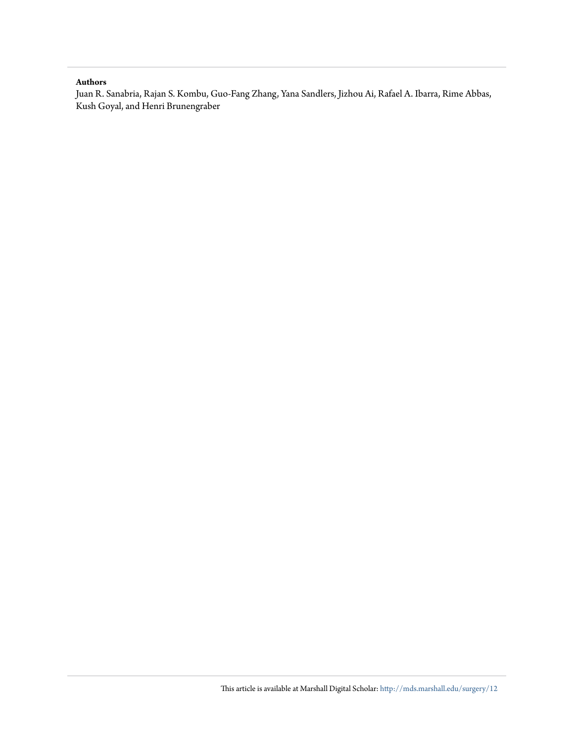**Authors**

Juan R. Sanabria, Rajan S. Kombu, Guo-Fang Zhang, Yana Sandlers, Jizhou Ai, Rafael A. Ibarra, Rime Abbas, Kush Goyal, and Henri Brunengraber

This article is available at Marshall Digital Scholar: http://mds.marshall.edu/surgery/12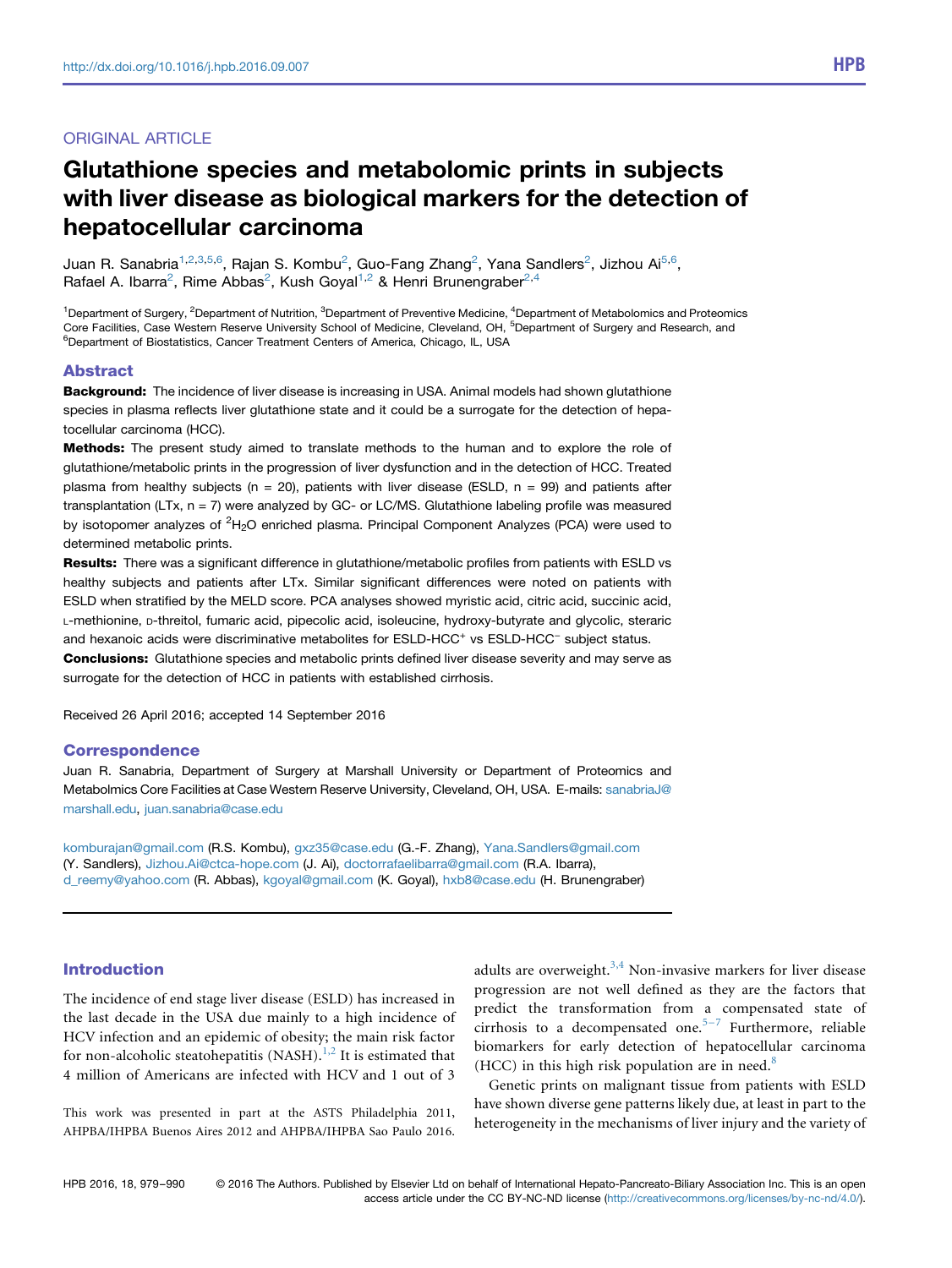ORIGINAL ARTICLE

# Glutathione species and metabolomic prints in subjects with liver disease as biological markers for the detection of hepatocellular carcinoma

Juan R. Sanabria[1,2,3,5,6], Rajan S. Kombu[2], Guo-Fang Zhang[2], Yana Sandlers[2], Jizhou Ai[5,6], Rafael A. Ibarra[2], Rime Abbas[2], Kush Goyal[1,2] & Henri Brunengraber[2,4]

[1]Department of Surgery, [2]Department of Nutrition, [3]Department of Preventive Medicine, [4]Department of Metabolomics and Proteomics Core Facilities, Case Western Reserve University School of Medicine, Cleveland, OH, [5]Department of Surgery and Research, and [6]Department of Biostatistics, Cancer Treatment Centers of America, Chicago, IL, USA

## Abstract

**Background:** The incidence of liver disease is increasing in USA. Animal models had shown glutathione species in plasma reflects liver glutathione state and it could be a surrogate for the detection of hepatocellular carcinoma (HCC).

**Methods:** The present study aimed to translate methods to the human and to explore the role of glutathione/metabolic prints in the progression of liver dysfunction and in the detection of HCC. Treated plasma from healthy subjects (n = 20), patients with liver disease (ESLD, n = 99) and patients after transplantation (LTx, n = 7) were analyzed by GC- or LC/MS. Glutathione labeling profile was measured by isotopomer analyzes of $^2H_2O$ enriched plasma. Principal Component Analyzes (PCA) were used to determined metabolic prints.

**Results:** There was a significant difference in glutathione/metabolic profiles from patients with ESLD vs healthy subjects and patients after LTx. Similar significant differences were noted on patients with ESLD when stratified by the MELD score. PCA analyses showed myristic acid, citric acid, succinic acid, L-methionine, D-threitol, fumaric acid, pipecolic acid, isoleucine, hydroxy-butyrate and glycolic, steraric and hexanoic acids were discriminative metabolites for ESLD-HCC$^+$ vs ESLD-HCC$^-$ subject status.

**Conclusions:** Glutathione species and metabolic prints defined liver disease severity and may serve as surrogate for the detection of HCC in patients with established cirrhosis.

Received 26 April 2016; accepted 14 September 2016

## Correspondence

Juan R. Sanabria, Department of Surgery at Marshall University or Department of Proteomics and Metabolmics Core Facilities at Case Western Reserve University, Cleveland, OH, USA. E-mails: sanabriaJ@marshall.edu, juan.sanabria@case.edu

komburajan@gmail.com (R.S. Kombu), gxz35@case.edu (G.-F. Zhang), Yana.Sandlers@gmail.com (Y. Sandlers), Jizhou.Ai@ctca-hope.com (J. Ai), doctorrafaelibarra@gmail.com (R.A. Ibarra), d_reemy@yahoo.com (R. Abbas), kgoyal@gmail.com (K. Goyal), hxb8@case.edu (H. Brunengraber)

## Introduction

The incidence of end stage liver disease (ESLD) has increased in the last decade in the USA due mainly to a high incidence of HCV infection and an epidemic of obesity; the main risk factor for non-alcoholic steatohepatitis (NASH).[1,2] It is estimated that 4 million of Americans are infected with HCV and 1 out of 3 adults are overweight.[3,4] Non-invasive markers for liver disease progression are not well defined as they are the factors that predict the transformation from a compensated state of cirrhosis to a decompensated one.[5–7] Furthermore, reliable biomarkers for early detection of hepatocellular carcinoma (HCC) in this high risk population are in need.[8]

Genetic prints on malignant tissue from patients with ESLD have shown diverse gene patterns likely due, at least in part to the heterogeneity in the mechanisms of liver injury and the variety of

This work was presented in part at the ASTS Philadelphia 2011, AHPBA/IHPBA Buenos Aires 2012 and AHPBA/IHPBA Sao Paulo 2016.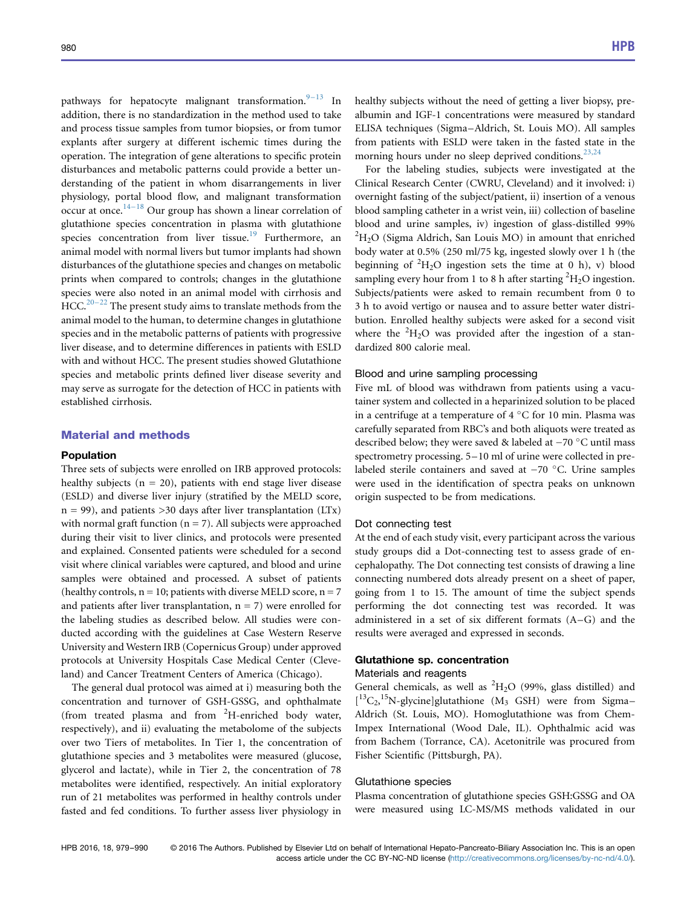pathways for hepatocyte malignant transformation.[9–13] In addition, there is no standardization in the method used to take and process tissue samples from tumor biopsies, or from tumor explants after surgery at different ischemic times during the operation. The integration of gene alterations to specific protein disturbances and metabolic patterns could provide a better understanding of the patient in whom disarrangements in liver physiology, portal blood flow, and malignant transformation occur at once.[14–18] Our group has shown a linear correlation of glutathione species concentration in plasma with glutathione species concentration from liver tissue.[19] Furthermore, an animal model with normal livers but tumor implants had shown disturbances of the glutathione species and changes on metabolic prints when compared to controls; changes in the glutathione species were also noted in an animal model with cirrhosis and HCC.[20–22] The present study aims to translate methods from the animal model to the human, to determine changes in glutathione species and in the metabolic patterns of patients with progressive liver disease, and to determine differences in patients with ESLD with and without HCC. The present studies showed Glutathione species and metabolic prints defined liver disease severity and may serve as surrogate for the detection of HCC in patients with established cirrhosis.

## Material and methods

### Population

Three sets of subjects were enrolled on IRB approved protocols: healthy subjects (n = 20), patients with end stage liver disease (ESLD) and diverse liver injury (stratified by the MELD score, n = 99), and patients >30 days after liver transplantation (LTx) with normal graft function (n = 7). All subjects were approached during their visit to liver clinics, and protocols were presented and explained. Consented patients were scheduled for a second visit where clinical variables were captured, and blood and urine samples were obtained and processed. A subset of patients (healthy controls, n = 10; patients with diverse MELD score, n = 7 and patients after liver transplantation, n = 7) were enrolled for the labeling studies as described below. All studies were conducted according with the guidelines at Case Western Reserve University and Western IRB (Copernicus Group) under approved protocols at University Hospitals Case Medical Center (Cleveland) and Cancer Treatment Centers of America (Chicago).

The general dual protocol was aimed at i) measuring both the concentration and turnover of GSH-GSSG, and ophthalmate (from treated plasma and from $^2H$-enriched body water, respectively), and ii) evaluating the metabolome of the subjects over two Tiers of metabolites. In Tier 1, the concentration of glutathione species and 3 metabolites were measured (glucose, glycerol and lactate), while in Tier 2, the concentration of 78 metabolites were identified, respectively. An initial exploratory run of 21 metabolites was performed in healthy controls under fasted and fed conditions. To further assess liver physiology in healthy subjects without the need of getting a liver biopsy, pre-albumin and IGF-1 concentrations were measured by standard ELISA techniques (Sigma–Aldrich, St. Louis MO). All samples from patients with ESLD were taken in the fasted state in the morning hours under no sleep deprived conditions.[23,24]

For the labeling studies, subjects were investigated at the Clinical Research Center (CWRU, Cleveland) and it involved: i) overnight fasting of the subject/patient, ii) insertion of a venous blood sampling catheter in a wrist vein, iii) collection of baseline blood and urine samples, iv) ingestion of glass-distilled 99% $^2H_2O$ (Sigma Aldrich, San Louis MO) in amount that enriched body water at 0.5% (250 ml/75 kg, ingested slowly over 1 h (the beginning of $^2H_2O$ ingestion sets the time at 0 h), v) blood sampling every hour from 1 to 8 h after starting $^2H_2O$ ingestion. Subjects/patients were asked to remain recumbent from 0 to 3 h to avoid vertigo or nausea and to assure better water distribution. Enrolled healthy subjects were asked for a second visit where the $^2H_2O$ was provided after the ingestion of a standardized 800 calorie meal.

### Blood and urine sampling processing

Five mL of blood was withdrawn from patients using a vacutainer system and collected in a heparinized solution to be placed in a centrifuge at a temperature of 4 °C for 10 min. Plasma was carefully separated from RBC's and both aliquots were treated as described below; they were saved & labeled at −70 °C until mass spectrometry processing. 5–10 ml of urine were collected in pre-labeled sterile containers and saved at −70 °C. Urine samples were used in the identification of spectra peaks on unknown origin suspected to be from medications.

### Dot connecting test

At the end of each study visit, every participant across the various study groups did a Dot-connecting test to assess grade of encephalopathy. The Dot connecting test consists of drawing a line connecting numbered dots already present on a sheet of paper, going from 1 to 15. The amount of time the subject spends performing the dot connecting test was recorded. It was administered in a set of six different formats (A–G) and the results were averaged and expressed in seconds.

### Glutathione sp. concentration

#### Materials and reagents

General chemicals, as well as $^2H_2O$ (99%, glass distilled) and [$^{13}C_2$,$^{15}N$-glycine]glutathione ($M_3$ GSH) were from Sigma–Aldrich (St. Louis, MO). Homoglutathione was from Chem-Impex International (Wood Dale, IL). Ophthalmic acid was from Bachem (Torrance, CA). Acetonitrile was procured from Fisher Scientific (Pittsburgh, PA).

#### Glutathione species

Plasma concentration of glutathione species GSH:GSSG and OA were measured using LC-MS/MS methods validated in our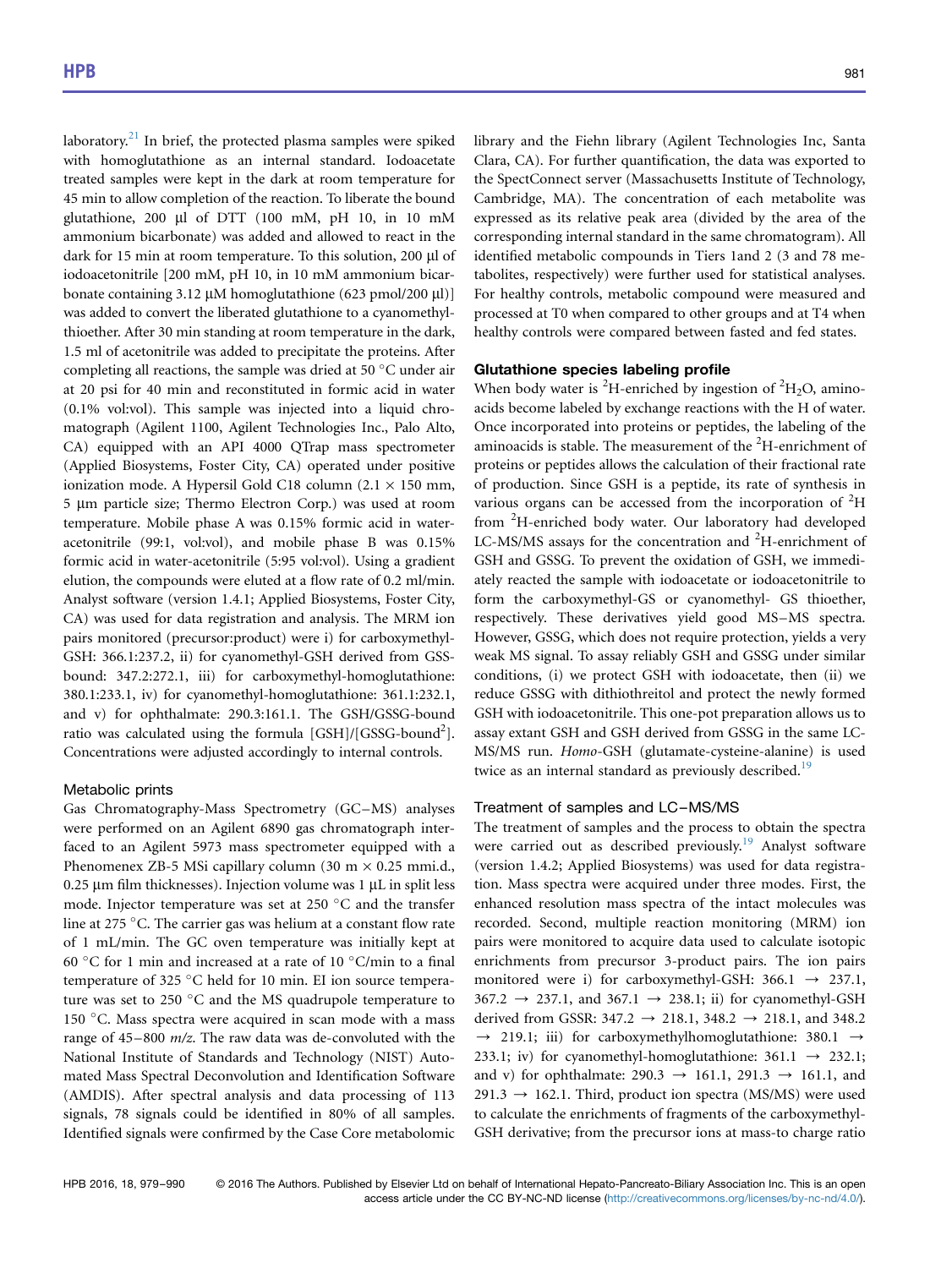laboratory.[21] In brief, the protected plasma samples were spiked with homoglutathione as an internal standard. Iodoacetate treated samples were kept in the dark at room temperature for 45 min to allow completion of the reaction. To liberate the bound glutathione, 200 µl of DTT (100 mM, pH 10, in 10 mM ammonium bicarbonate) was added and allowed to react in the dark for 15 min at room temperature. To this solution, 200 µl of iodoacetonitrile [200 mM, pH 10, in 10 mM ammonium bicarbonate containing 3.12 µM homoglutathione (623 pmol/200 µl)] was added to convert the liberated glutathione to a cyanomethyl-thioether. After 30 min standing at room temperature in the dark, 1.5 ml of acetonitrile was added to precipitate the proteins. After completing all reactions, the sample was dried at 50 °C under air at 20 psi for 40 min and reconstituted in formic acid in water (0.1% vol:vol). This sample was injected into a liquid chromatograph (Agilent 1100, Agilent Technologies Inc., Palo Alto, CA) equipped with an API 4000 QTrap mass spectrometer (Applied Biosystems, Foster City, CA) operated under positive ionization mode. A Hypersil Gold C18 column (2.1 × 150 mm, 5 µm particle size; Thermo Electron Corp.) was used at room temperature. Mobile phase A was 0.15% formic acid in water-acetonitrile (99:1, vol:vol), and mobile phase B was 0.15% formic acid in water-acetonitrile (5:95 vol:vol). Using a gradient elution, the compounds were eluted at a flow rate of 0.2 ml/min. Analyst software (version 1.4.1; Applied Biosystems, Foster City, CA) was used for data registration and analysis. The MRM ion pairs monitored (precursor:product) were i) for carboxymethyl-GSH: 366.1:237.2, ii) for cyanomethyl-GSH derived from GSS-bound: 347.2:272.1, iii) for carboxymethyl-homoglutathione: 380.1:233.1, iv) for cyanomethyl-homoglutathione: 361.1:232.1, and v) for ophthalmate: 290.3:161.1. The GSH/GSSG-bound ratio was calculated using the formula $[GSH]/[GSSG\text{-}bound^2]$. Concentrations were adjusted accordingly to internal controls.

### Metabolic prints

Gas Chromatography-Mass Spectrometry (GC–MS) analyses were performed on an Agilent 6890 gas chromatograph interfaced to an Agilent 5973 mass spectrometer equipped with a Phenomenex ZB-5 MSi capillary column (30 m × 0.25 mmi.d., 0.25 µm film thicknesses). Injection volume was 1 µL in split less mode. Injector temperature was set at 250 °C and the transfer line at 275 °C. The carrier gas was helium at a constant flow rate of 1 mL/min. The GC oven temperature was initially kept at 60 °C for 1 min and increased at a rate of 10 °C/min to a final temperature of 325 °C held for 10 min. EI ion source temperature was set to 250 °C and the MS quadrupole temperature to 150 °C. Mass spectra were acquired in scan mode with a mass range of 45–800 *m/z*. The raw data was de-convoluted with the National Institute of Standards and Technology (NIST) Automated Mass Spectral Deconvolution and Identification Software (AMDIS). After spectral analysis and data processing of 113 signals, 78 signals could be identified in 80% of all samples. Identified signals were confirmed by the Case Core metabolomic library and the Fiehn library (Agilent Technologies Inc, Santa Clara, CA). For further quantification, the data was exported to the SpectConnect server (Massachusetts Institute of Technology, Cambridge, MA). The concentration of each metabolite was expressed as its relative peak area (divided by the area of the corresponding internal standard in the same chromatogram). All identified metabolic compounds in Tiers 1and 2 (3 and 78 metabolites, respectively) were further used for statistical analyses. For healthy controls, metabolic compound were measured and processed at T0 when compared to other groups and at T4 when healthy controls were compared between fasted and fed states.

### Glutathione species labeling profile

When body water is $^2H$-enriched by ingestion of $^2H_2O$, aminoacids become labeled by exchange reactions with the H of water. Once incorporated into proteins or peptides, the labeling of the aminoacids is stable. The measurement of the $^2H$-enrichment of proteins or peptides allows the calculation of their fractional rate of production. Since GSH is a peptide, its rate of synthesis in various organs can be accessed from the incorporation of $^2H$ from $^2H$-enriched body water. Our laboratory had developed LC-MS/MS assays for the concentration and $^2H$-enrichment of GSH and GSSG. To prevent the oxidation of GSH, we immediately reacted the sample with iodoacetate or iodoacetonitrile to form the carboxymethyl-GS or cyanomethyl- GS thioether, respectively. These derivatives yield good MS–MS spectra. However, GSSG, which does not require protection, yields a very weak MS signal. To assay reliably GSH and GSSG under similar conditions, (i) we protect GSH with iodoacetate, then (ii) we reduce GSSG with dithiothreitol and protect the newly formed GSH with iodoacetonitrile. This one-pot preparation allows us to assay extant GSH and GSH derived from GSSG in the same LC-MS/MS run. *Homo*-GSH (glutamate-cysteine-alanine) is used twice as an internal standard as previously described.[19]

### Treatment of samples and LC–MS/MS

The treatment of samples and the process to obtain the spectra were carried out as described previously.[19] Analyst software (version 1.4.2; Applied Biosystems) was used for data registration. Mass spectra were acquired under three modes. First, the enhanced resolution mass spectra of the intact molecules was recorded. Second, multiple reaction monitoring (MRM) ion pairs were monitored to acquire data used to calculate isotopic enrichments from precursor 3-product pairs. The ion pairs monitored were i) for carboxymethyl-GSH: 366.1 → 237.1, 367.2 → 237.1, and 367.1 → 238.1; ii) for cyanomethyl-GSH derived from GSSR: 347.2 → 218.1, 348.2 → 218.1, and 348.2 → 219.1; iii) for carboxymethylhomoglutathione: 380.1 → 233.1; iv) for cyanomethyl-homoglutathione: 361.1 → 232.1; and v) for ophthalmate: 290.3 → 161.1, 291.3 → 161.1, and 291.3 → 162.1. Third, product ion spectra (MS/MS) were used to calculate the enrichments of fragments of the carboxymethyl-GSH derivative; from the precursor ions at mass-to charge ratio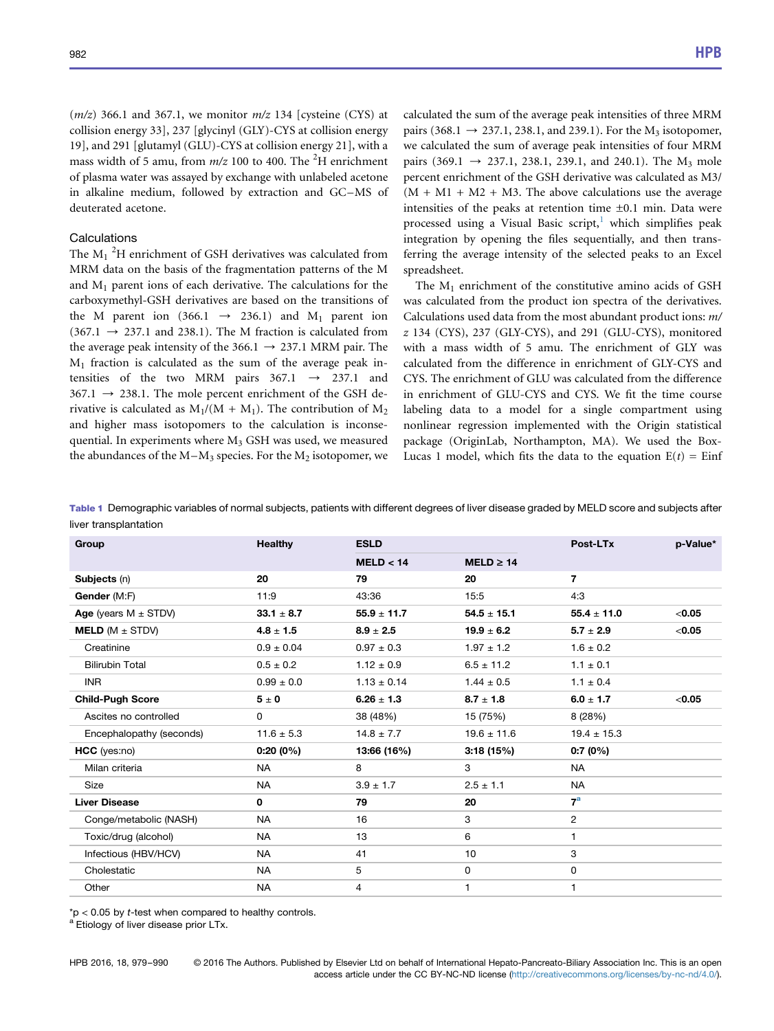($m/z$) 366.1 and 367.1, we monitor $m/z$ 134 [cysteine (CYS) at collision energy 33], 237 [glycinyl (GLY)-CYS at collision energy 19], and 291 [glutamyl (GLU)-CYS at collision energy 21], with a mass width of 5 amu, from $m/z$ 100 to 400. The $^2$H enrichment of plasma water was assayed by exchange with unlabeled acetone in alkaline medium, followed by extraction and GC–MS of deuterated acetone.

## Calculations

The $M_1$ $^2$H enrichment of GSH derivatives was calculated from MRM data on the basis of the fragmentation patterns of the M and $M_1$ parent ions of each derivative. The calculations for the carboxymethyl-GSH derivatives are based on the transitions of the M parent ion (366.1 → 236.1) and $M_1$ parent ion (367.1 → 237.1 and 238.1). The M fraction is calculated from the average peak intensity of the 366.1 → 237.1 MRM pair. The $M_1$ fraction is calculated as the sum of the average peak intensities of the two MRM pairs 367.1 → 237.1 and 367.1 → 238.1. The mole percent enrichment of the GSH derivative is calculated as $M_1/(M + M_1)$. The contribution of $M_2$ and higher mass isotopomers to the calculation is inconsequential. In experiments where $M_3$ GSH was used, we measured the abundances of the M–$M_3$ species. For the $M_2$ isotopomer, we calculated the sum of the average peak intensities of three MRM pairs (368.1 → 237.1, 238.1, and 239.1). For the $M_3$ isotopomer, we calculated the sum of average peak intensities of four MRM pairs (369.1 → 237.1, 238.1, 239.1, and 240.1). The $M_3$ mole percent enrichment of the GSH derivative was calculated as $M3/(M + M1 + M2 + M3$. The above calculations use the average intensities of the peaks at retention time ±0.1 min. Data were processed using a Visual Basic script,[1] which simplifies peak integration by opening the files sequentially, and then transferring the average intensity of the selected peaks to an Excel spreadsheet.

The $M_1$ enrichment of the constitutive amino acids of GSH was calculated from the product ion spectra of the derivatives. Calculations used data from the most abundant product ions: $m/z$ 134 (CYS), 237 (GLY-CYS), and 291 (GLU-CYS), monitored with a mass width of 5 amu. The enrichment of GLY was calculated from the difference in enrichment of GLY-CYS and CYS. The enrichment of GLU was calculated from the difference in enrichment of GLU-CYS and CYS. We fit the time course labeling data to a model for a single compartment using nonlinear regression implemented with the Origin statistical package (OriginLab, Northampton, MA). We used the Box-Lucas 1 model, which fits the data to the equation $E(t) = $ Einf

**Table 1** Demographic variables of normal subjects, patients with different degrees of liver disease graded by MELD score and subjects after liver transplantation

| Group | Healthy | ESLD | | Post-LTx | p-Value* |
|---|---|---|---|---|---|
| | | MELD < 14 | MELD ≥ 14 | | |
| **Subjects** (n) | **20** | **79** | **20** | **7** | |
| **Gender** (M:F) | 11:9 | 43:36 | 15:5 | 4:3 | |
| **Age** (years M ± STDV) | **33.1** ± **8.7** | **55.9** ± **11.7** | **54.5** ± **15.1** | **55.4** ± **11.0** | <**0.05** |
| **MELD** (M ± STDV) | **4.8** ± **1.5** | **8.9** ± **2.5** | **19.9** ± **6.2** | **5.7** ± **2.9** | <**0.05** |
| Creatinine | 0.9 ± 0.04 | 0.97 ± 0.3 | 1.97 ± 1.2 | 1.6 ± 0.2 | |
| Bilirubin Total | 0.5 ± 0.2 | 1.12 ± 0.9 | 6.5 ± 11.2 | 1.1 ± 0.1 | |
| INR | 0.99 ± 0.0 | 1.13 ± 0.14 | 1.44 ± 0.5 | 1.1 ± 0.4 | |
| **Child-Pugh Score** | **5** ± **0** | **6.26** ± **1.3** | **8.7** ± **1.8** | **6.0** ± **1.7** | <**0.05** |
| Ascites no controlled | 0 | 38 (48%) | 15 (75%) | 8 (28%) | |
| Encephalopathy (seconds) | 11.6 ± 5.3 | 14.8 ± 7.7 | 19.6 ± 11.6 | 19.4 ± 15.3 | |
| **HCC** (yes:no) | **0:20 (0%)** | **13:66 (16%)** | **3:18 (15%)** | **0:7 (0%)** | |
| Milan criteria | NA | 8 | 3 | NA | |
| Size | NA | 3.9 ± 1.7 | 2.5 ± 1.1 | NA | |
| **Liver Disease** | **0** | **79** | **20** | **7**[a] | |
| Conge/metabolic (NASH) | NA | 16 | 3 | 2 | |
| Toxic/drug (alcohol) | NA | 13 | 6 | 1 | |
| Infectious (HBV/HCV) | NA | 41 | 10 | 3 | |
| Cholestatic | NA | 5 | 0 | 0 | |
| Other | NA | 4 | 1 | 1 | |

*$p < 0.05$ by $t$-test when compared to healthy controls.
[a] Etiology of liver disease prior LTx.

© 2016 The Authors. Published by Elsevier Ltd on behalf of International Hepato-Pancreato-Biliary Association Inc. This is an open access article under the CC BY-NC-ND license (http://creativecommons.org/licenses/by-nc-nd/4.0/).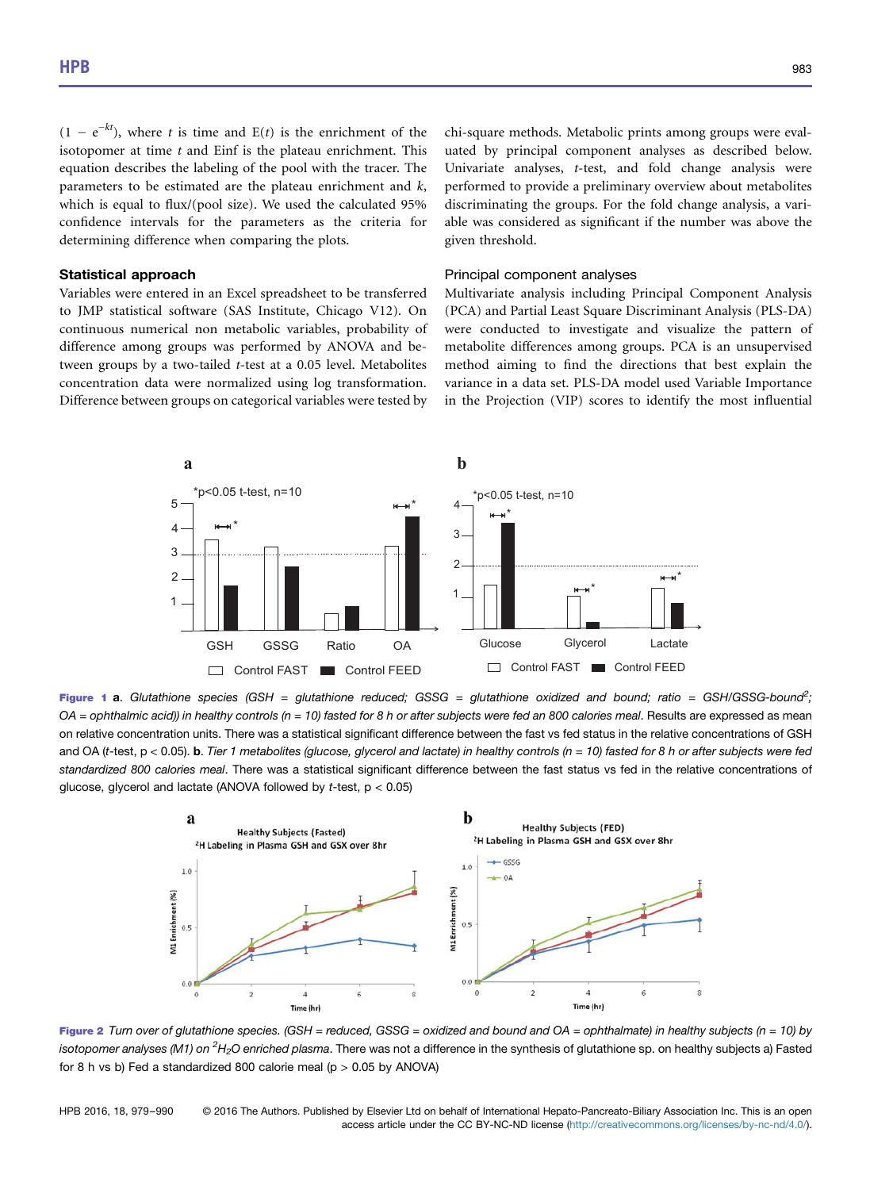$(1 - e^{-kt})$, where $t$ is time and $E(t)$ is the enrichment of the isotopomer at time $t$ and Einf is the plateau enrichment. This equation describes the labeling of the pool with the tracer. The parameters to be estimated are the plateau enrichment and $k$, which is equal to flux/(pool size). We used the calculated 95% confidence intervals for the parameters as the criteria for determining difference when comparing the plots.

### Statistical approach

Variables were entered in an Excel spreadsheet to be transferred to JMP statistical software (SAS Institute, Chicago V12). On continuous numerical non metabolic variables, probability of difference among groups was performed by ANOVA and between groups by a two-tailed $t$-test at a 0.05 level. Metabolites concentration data were normalized using log transformation. Difference between groups on categorical variables were tested by chi-square methods. Metabolic prints among groups were evaluated by principal component analyses as described below. Univariate analyses, $t$-test, and fold change analysis were performed to provide a preliminary overview about metabolites discriminating the groups. For the fold change analysis, a variable was considered as significant if the number was above the given threshold.

#### Principal component analyses

Multivariate analysis including Principal Component Analysis (PCA) and Partial Least Square Discriminant Analysis (PLS-DA) were conducted to investigate and visualize the pattern of metabolite differences among groups. PCA is an unsupervised method aiming to find the directions that best explain the variance in a data set. PLS-DA model used Variable Importance in the Projection (VIP) scores to identify the most influential

**Figure 1** **a**. *Glutathione species (GSH = glutathione reduced; GSSG = glutathione oxidized and bound; ratio = GSH/GSSG-bound*[2]*; OA = ophthalmic acid)) in healthy controls (n = 10) fasted for 8 h or after subjects were fed an 800 calories meal*. Results are expressed as mean on relative concentration units. There was a statistical significant difference between the fast vs fed status in the relative concentrations of GSH and OA ($t$-test, $p < 0.05$). **b**. *Tier 1 metabolites (glucose, glycerol and lactate) in healthy controls (n = 10) fasted for 8 h or after subjects were fed standardized 800 calories meal*. There was a statistical significant difference between the fast status vs fed in the relative concentrations of glucose, glycerol and lactate (ANOVA followed by $t$-test, $p < 0.05$)

**Figure 2** *Turn over of glutathione species. (GSH = reduced, GSSG = oxidized and bound and OA = ophthalmate) in healthy subjects (n = 10) by isotopomer analyses (M1) on $^2H_2O$ enriched plasma*. There was not a difference in the synthesis of glutathione sp. on healthy subjects a) Fasted for 8 h vs b) Fed a standardized 800 calorie meal ($p > 0.05$ by ANOVA)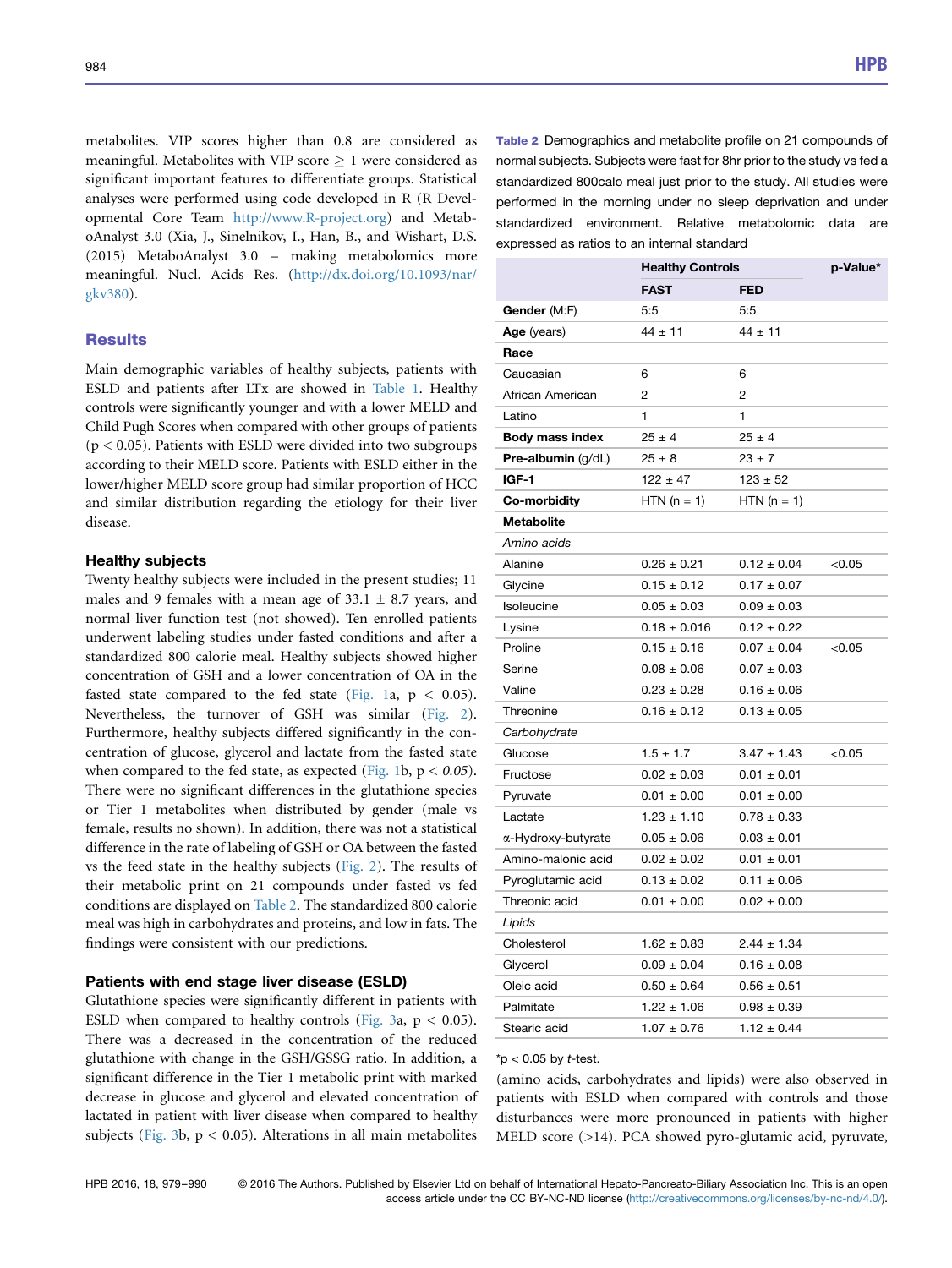metabolites. VIP scores higher than 0.8 are considered as meaningful. Metabolites with VIP score ≥ 1 were considered as significant important features to differentiate groups. Statistical analyses were performed using code developed in R (R Developmental Core Team http://www.R-project.org) and MetaboAnalyst 3.0 (Xia, J., Sinelnikov, I., Han, B., and Wishart, D.S. (2015) MetaboAnalyst 3.0 – making metabolomics more meaningful. Nucl. Acids Res. (http://dx.doi.org/10.1093/nar/gkv380).

## Results

Main demographic variables of healthy subjects, patients with ESLD and patients after LTx are showed in Table 1. Healthy controls were significantly younger and with a lower MELD and Child Pugh Scores when compared with other groups of patients ($p < 0.05$). Patients with ESLD were divided into two subgroups according to their MELD score. Patients with ESLD either in the lower/higher MELD score group had similar proportion of HCC and similar distribution regarding the etiology for their liver disease.

### Healthy subjects

Twenty healthy subjects were included in the present studies; 11 males and 9 females with a mean age of 33.1 ± 8.7 years, and normal liver function test (not showed). Ten enrolled patients underwent labeling studies under fasted conditions and after a standardized 800 calorie meal. Healthy subjects showed higher concentration of GSH and a lower concentration of OA in the fasted state compared to the fed state (Fig. 1a, $p < 0.05$). Nevertheless, the turnover of GSH was similar (Fig. 2). Furthermore, healthy subjects differed significantly in the concentration of glucose, glycerol and lactate from the fasted state when compared to the fed state, as expected (Fig. 1b, $p < 0.05$). There were no significant differences in the glutathione species or Tier 1 metabolites when distributed by gender (male vs female, results no shown). In addition, there was not a statistical difference in the rate of labeling of GSH or OA between the fasted vs the feed state in the healthy subjects (Fig. 2). The results of their metabolic print on 21 compounds under fasted vs fed conditions are displayed on Table 2. The standardized 800 calorie meal was high in carbohydrates and proteins, and low in fats. The findings were consistent with our predictions.

### Patients with end stage liver disease (ESLD)

Glutathione species were significantly different in patients with ESLD when compared to healthy controls (Fig. 3a, $p < 0.05$). There was a decreased in the concentration of the reduced glutathione with change in the GSH/GSSG ratio. In addition, a significant difference in the Tier 1 metabolic print with marked decrease in glucose and glycerol and elevated concentration of lactated in patient with liver disease when compared to healthy subjects (Fig. 3b, $p < 0.05$). Alterations in all main metabolites

**Table 2** Demographics and metabolite profile on 21 compounds of normal subjects. Subjects were fast for 8hr prior to the study vs fed a standardized 800calo meal just prior to the study. All studies were performed in the morning under no sleep deprivation and under standardized environment. Relative metabolomic data are expressed as ratios to an internal standard

| | Healthy Controls | | p-Value* |
|---|---|---|---|
| | FAST | FED | |
| **Gender** (M:F) | 5:5 | 5:5 | |
| **Age** (years) | 44 ± 11 | 44 ± 11 | |
| **Race** | | | |
| Caucasian | 6 | 6 | |
| African American | 2 | 2 | |
| Latino | 1 | 1 | |
| **Body mass index** | 25 ± 4 | 25 ± 4 | |
| **Pre-albumin** (g/dL) | 25 ± 8 | 23 ± 7 | |
| **IGF-1** | 122 ± 47 | 123 ± 52 | |
| **Co-morbidity** | HTN (n = 1) | HTN (n = 1) | |
| **Metabolite** | | | |
| *Amino acids* | | | |
| Alanine | 0.26 ± 0.21 | 0.12 ± 0.04 | <0.05 |
| Glycine | 0.15 ± 0.12 | 0.17 ± 0.07 | |
| Isoleucine | 0.05 ± 0.03 | 0.09 ± 0.03 | |
| Lysine | 0.18 ± 0.016 | 0.12 ± 0.22 | |
| Proline | 0.15 ± 0.16 | 0.07 ± 0.04 | <0.05 |
| Serine | 0.08 ± 0.06 | 0.07 ± 0.03 | |
| Valine | 0.23 ± 0.28 | 0.16 ± 0.06 | |
| Threonine | 0.16 ± 0.12 | 0.13 ± 0.05 | |
| *Carbohydrate* | | | |
| Glucose | 1.5 ± 1.7 | 3.47 ± 1.43 | <0.05 |
| Fructose | 0.02 ± 0.03 | 0.01 ± 0.01 | |
| Pyruvate | 0.01 ± 0.00 | 0.01 ± 0.00 | |
| Lactate | 1.23 ± 1.10 | 0.78 ± 0.33 | |
| α-Hydroxy-butyrate | 0.05 ± 0.06 | 0.03 ± 0.01 | |
| Amino-malonic acid | 0.02 ± 0.02 | 0.01 ± 0.01 | |
| Pyroglutamic acid | 0.13 ± 0.02 | 0.11 ± 0.06 | |
| Threonic acid | 0.01 ± 0.00 | 0.02 ± 0.00 | |
| *Lipids* | | | |
| Cholesterol | 1.62 ± 0.83 | 2.44 ± 1.34 | |
| Glycerol | 0.09 ± 0.04 | 0.16 ± 0.08 | |
| Oleic acid | 0.50 ± 0.64 | 0.56 ± 0.51 | |
| Palmitate | 1.22 ± 1.06 | 0.98 ± 0.39 | |
| Stearic acid | 1.07 ± 0.76 | 1.12 ± 0.44 | |

*$p < 0.05$ by *t*-test.

(amino acids, carbohydrates and lipids) were also observed in patients with ESLD when compared with controls and those disturbances were more pronounced in patients with higher MELD score (>14). PCA showed pyro-glutamic acid, pyruvate,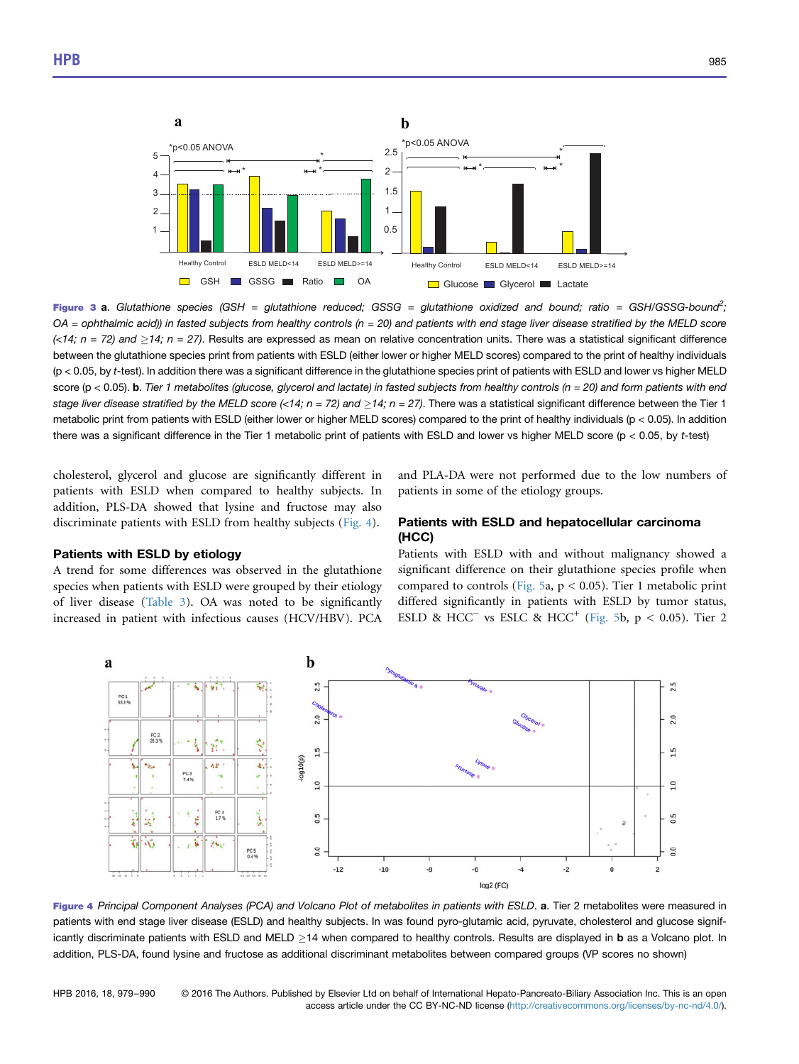**Figure 3** **a**. *Glutathione species (GSH = glutathione reduced; GSSG = glutathione oxidized and bound; ratio = GSH/GSSG-bound*$^2$*; OA = ophthalmic acid)) in fasted subjects from healthy controls (n = 20) and patients with end stage liver disease stratified by the MELD score (<14; n = 72) and ≥14; n = 27).* Results are expressed as mean on relative concentration units. There was a statistical significant difference between the glutathione species print from patients with ESLD (either lower or higher MELD scores) compared to the print of healthy individuals ($p < 0.05$, by *t*-test). In addition there was a significant difference in the glutathione species print of patients with ESLD and lower vs higher MELD score ($p < 0.05$). **b**. *Tier 1 metabolites (glucose, glycerol and lactate) in fasted subjects from healthy controls (n = 20) and form patients with end stage liver disease stratified by the MELD score (<14; n = 72) and ≥14; n = 27).* There was a statistical significant difference between the Tier 1 metabolic print from patients with ESLD (either lower or higher MELD scores) compared to the print of healthy individuals ($p < 0.05$). In addition there was a significant difference in the Tier 1 metabolic print of patients with ESLD and lower vs higher MELD score ($p < 0.05$, by *t*-test)

cholesterol, glycerol and glucose are significantly different in patients with ESLD when compared to healthy subjects. In addition, PLS-DA showed that lysine and fructose may also discriminate patients with ESLD from healthy subjects (Fig. 4).

### Patients with ESLD by etiology

A trend for some differences was observed in the glutathione species when patients with ESLD were grouped by their etiology of liver disease (Table 3). OA was noted to be significantly increased in patient with infectious causes (HCV/HBV). PCA and PLA-DA were not performed due to the low numbers of patients in some of the etiology groups.

### Patients with ESLD and hepatocellular carcinoma (HCC)

Patients with ESLD with and without malignancy showed a significant difference on their glutathione species profile when compared to controls (Fig. 5a, $p < 0.05$). Tier 1 metabolic print differed significantly in patients with ESLD by tumor status, ESLD & HCC$^-$ vs ESLC & HCC$^+$ (Fig. 5b, $p < 0.05$). Tier 2

**Figure 4** *Principal Component Analyses (PCA) and Volcano Plot of metabolites in patients with ESLD*. **a**. Tier 2 metabolites were measured in patients with end stage liver disease (ESLD) and healthy subjects. In was found pyro-glutamic acid, pyruvate, cholesterol and glucose significantly discriminate patients with ESLD and MELD ≥14 when compared to healthy controls. Results are displayed in **b** as a Volcano plot. In addition, PLS-DA, found lysine and fructose as additional discriminant metabolites between compared groups (VP scores no shown)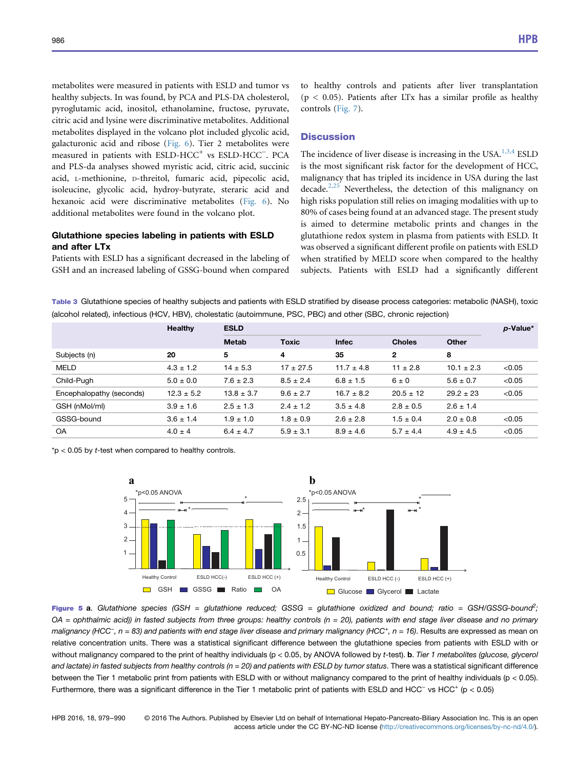metabolites were measured in patients with ESLD and tumor vs healthy subjects. In was found, by PCA and PLS-DA cholesterol, pyroglutamic acid, inositol, ethanolamine, fructose, pyruvate, citric acid and lysine were discriminative metabolites. Additional metabolites displayed in the volcano plot included glycolic acid, galacturonic acid and ribose (Fig. 6). Tier 2 metabolites were measured in patients with ESLD-HCC$^{+}$ vs ESLD-HCC$^{-}$. PCA and PLS-da analyses showed myristic acid, citric acid, succinic acid, L-methionine, D-threitol, fumaric acid, pipecolic acid, isoleucine, glycolic acid, hydroy-butyrate, steraric acid and hexanoic acid were discriminative metabolites (Fig. 6). No additional metabolites were found in the volcano plot.

### Glutathione species labeling in patients with ESLD and after LTx

Patients with ESLD has a significant decreased in the labeling of GSH and an increased labeling of GSSG-bound when compared to healthy controls and patients after liver transplantation ($p < 0.05$). Patients after LTx has a similar profile as healthy controls (Fig. 7).

## Discussion

The incidence of liver disease is increasing in the USA.[1,3,4] ESLD is the most significant risk factor for the development of HCC, malignancy that has tripled its incidence in USA during the last decade.[2,25] Nevertheless, the detection of this malignancy on high risks population still relies on imaging modalities with up to 80% of cases being found at an advanced stage. The present study is aimed to determine metabolic prints and changes in the glutathione redox system in plasma from patients with ESLD. It was observed a significant different profile on patients with ESLD when stratified by MELD score when compared to the healthy subjects. Patients with ESLD had a significantly different

**Table 3** Glutathione species of healthy subjects and patients with ESLD stratified by disease process categories: metabolic (NASH), toxic (alcohol related), infectious (HCV, HBV), cholestatic (autoimmune, PSC, PBC) and other (SBC, chronic rejection)

| | Healthy | ESLD | | | | | *p*-Value* |
|---|---|---|---|---|---|---|---|
| | | Metab | Toxic | Infec | Choles | Other | |
| Subjects (n) | 20 | 5 | 4 | 35 | 2 | 8 | |
| MELD | 4.3 ± 1.2 | 14 ± 5.3 | 17 ± 27.5 | 11.7 ± 4.8 | 11 ± 2.8 | 10.1 ± 2.3 | <0.05 |
| Child-Pugh | 5.0 ± 0.0 | 7.6 ± 2.3 | 8.5 ± 2.4 | 6.8 ± 1.5 | 6 ± 0 | 5.6 ± 0.7 | <0.05 |
| Encephalopathy (seconds) | 12.3 ± 5.2 | 13.8 ± 3.7 | 9.6 ± 2.7 | 16.7 ± 8.2 | 20.5 ± 12 | 29.2 ± 23 | <0.05 |
| GSH (nMol/ml) | 3.9 ± 1.6 | 2.5 ± 1.3 | 2.4 ± 1.2 | 3.5 ± 4.8 | 2.8 ± 0.5 | 2.6 ± 1.4 | |
| GSSG-bound | 3.6 ± 1.4 | 1.9 ± 1.0 | 1.8 ± 0.9 | 2.6 ± 2.8 | 1.5 ± 0.4 | 2.0 ± 0.8 | <0.05 |
| OA | 4.0 ± 4 | 6.4 ± 4.7 | 5.9 ± 3.1 | 8.9 ± 4.6 | 5.7 ± 4.4 | 4.9 ± 4.5 | <0.05 |

*p < 0.05 by *t*-test when compared to healthy controls.

**Figure 5** **a**. *Glutathione species (GSH = glutathione reduced; GSSG = glutathione oxidized and bound; ratio = GSH/GSSG-bound²; OA = ophthalmic acid)) in fasted subjects from three groups: healthy controls (n = 20), patients with end stage liver disease and no primary malignancy (HCC⁻, n = 83) and patients with end stage liver disease and primary malignancy (HCC⁺, n = 16).* Results are expressed as mean on relative concentration units. There was a statistical significant difference between the glutathione species from patients with ESLD with or without malignancy compared to the print of healthy individuals ($p < 0.05$, by ANOVA followed by *t*-test). **b**. *Tier 1 metabolites (glucose, glycerol and lactate) in fasted subjects from healthy controls (n = 20) and patients with ESLD by tumor status*. There was a statistical significant difference between the Tier 1 metabolic print from patients with ESLD with or without malignancy compared to the print of healthy individuals ($p < 0.05$). Furthermore, there was a significant difference in the Tier 1 metabolic print of patients with ESLD and HCC$^{-}$ vs HCC$^{+}$ ($p < 0.05$)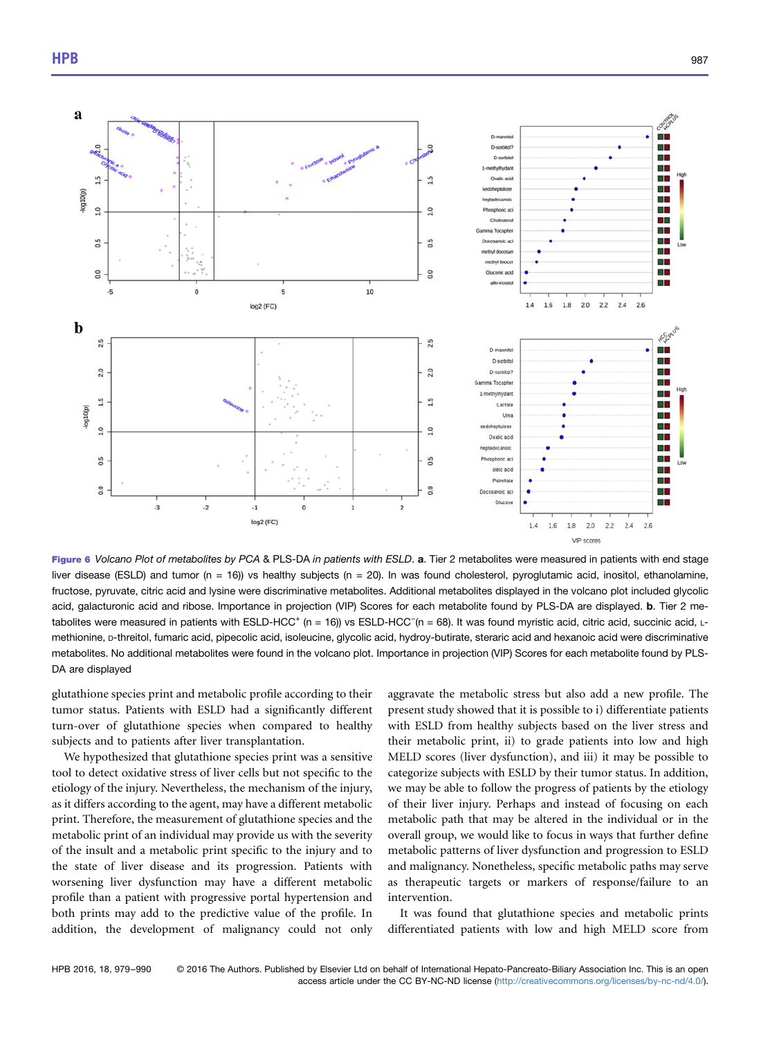a

-log10(p)

log2 (FC)

-5 0 5 10

0.0 0.5 1.0 1.5 2.0

Ribose
Citric acid/Pyruvate
Lysine
Galacturonic a
Glycolic acid
Fructose
Inositol
Pyroglutamic a
Ethanolamine
Cholesterol

D-mannitol
D-sorbitol?
D-sorbitol
1-methylhydant
Oxalic acid
sedoheptulose
heptadecanoic
Phosphoric aci
Cholesterol
Gamma Tocopher
Docosanoic aci
methyl docosan
methyl linocer
Gluconic acid
allo-inositol

1.4 1.6 1.8 2.0 2.2 2.4 2.6

CONTROL
HCPLUS

High

Low

b

-log10(p)

log2 (FC)

-3 -2 -1 0 1 2

0.0 0.5 1.0 1.5 2.0 2.5

Isoleucine

D-mannitol
D-sorbitol
D-sorbitol?
Gamma Tocopher
1-methylhydant
Lactate
Urea
sedoheptulose
Oxalic acid
heptadecanoic
Phosphoric aci
oleic acid
Palmitate
Docosanoic aci
Glucose

1.4 1.6 1.8 2.0 2.2 2.4 2.6

VIP scores

HCC
HCPLUS

High

Low

**Figure 6** *Volcano Plot of metabolites by PCA* & PLS-DA *in patients with ESLD*. **a**. Tier 2 metabolites were measured in patients with end stage liver disease (ESLD) and tumor (n = 16)) vs healthy subjects (n = 20). In was found cholesterol, pyroglutamic acid, inositol, ethanolamine, fructose, pyruvate, citric acid and lysine were discriminative metabolites. Additional metabolites displayed in the volcano plot included glycolic acid, galacturonic acid and ribose. Importance in projection (VIP) Scores for each metabolite found by PLS-DA are displayed. **b**. Tier 2 metabolites were measured in patients with ESLD-HCC$^{+}$ (n = 16)) vs ESLD-HCC$^{-}$(n = 68). It was found myristic acid, citric acid, succinic acid, L-methionine, D-threitol, fumaric acid, pipecolic acid, isoleucine, glycolic acid, hydroy-butirate, steraric acid and hexanoic acid were discriminative metabolites. No additional metabolites were found in the volcano plot. Importance in projection (VIP) Scores for each metabolite found by PLS-DA are displayed

glutathione species print and metabolic profile according to their tumor status. Patients with ESLD had a significantly different turn-over of glutathione species when compared to healthy subjects and to patients after liver transplantation.

We hypothesized that glutathione species print was a sensitive tool to detect oxidative stress of liver cells but not specific to the etiology of the injury. Nevertheless, the mechanism of the injury, as it differs according to the agent, may have a different metabolic print. Therefore, the measurement of glutathione species and the metabolic print of an individual may provide us with the severity of the insult and a metabolic print specific to the injury and to the state of liver disease and its progression. Patients with worsening liver dysfunction may have a different metabolic profile than a patient with progressive portal hypertension and both prints may add to the predictive value of the profile. In addition, the development of malignancy could not only aggravate the metabolic stress but also add a new profile. The present study showed that it is possible to i) differentiate patients with ESLD from healthy subjects based on the liver stress and their metabolic print, ii) to grade patients into low and high MELD scores (liver dysfunction), and iii) it may be possible to categorize subjects with ESLD by their tumor status. In addition, we may be able to follow the progress of patients by the etiology of their liver injury. Perhaps and instead of focusing on each metabolic path that may be altered in the individual or in the overall group, we would like to focus in ways that further define metabolic patterns of liver dysfunction and progression to ESLD and malignancy. Nonetheless, specific metabolic paths may serve as therapeutic targets or markers of response/failure to an intervention.

It was found that glutathione species and metabolic prints differentiated patients with low and high MELD score from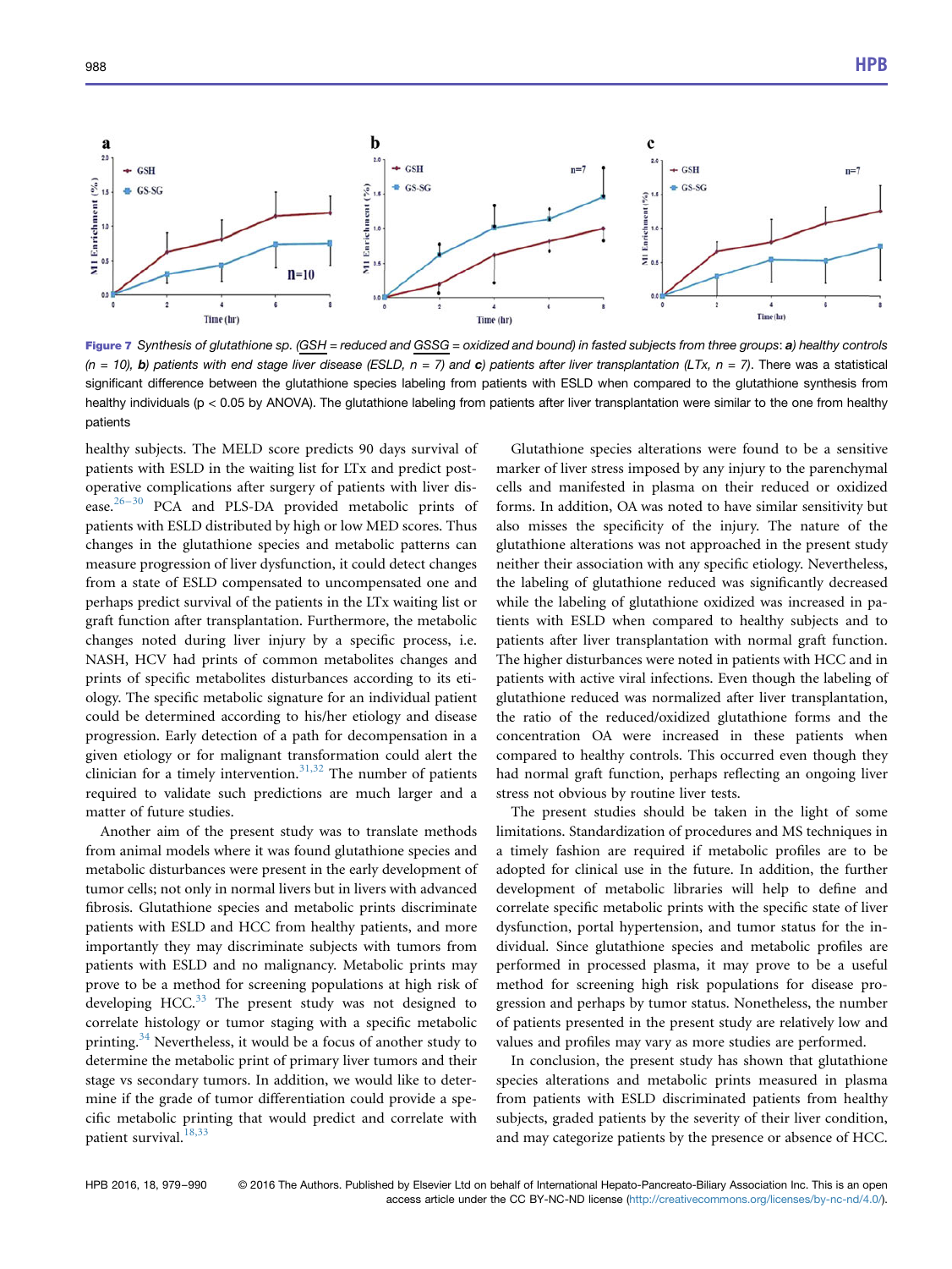Figure 7 Synthesis of glutathione sp. (GSH = reduced and GSSG = oxidized and bound) in fasted subjects from three groups: **a)** healthy controls (n = 10), **b)** patients with end stage liver disease (ESLD, n = 7) and **c)** patients after liver transplantation (LTx, n = 7). There was a statistical significant difference between the glutathione species labeling from patients with ESLD when compared to the glutathione synthesis from healthy individuals ($p < 0.05$ by ANOVA). The glutathione labeling from patients after liver transplantation were similar to the one from healthy patients

healthy subjects. The MELD score predicts 90 days survival of patients with ESLD in the waiting list for LTx and predict post-operative complications after surgery of patients with liver disease.[26–30] PCA and PLS-DA provided metabolic prints of patients with ESLD distributed by high or low MED scores. Thus changes in the glutathione species and metabolic patterns can measure progression of liver dysfunction, it could detect changes from a state of ESLD compensated to uncompensated one and perhaps predict survival of the patients in the LTx waiting list or graft function after transplantation. Furthermore, the metabolic changes noted during liver injury by a specific process, i.e. NASH, HCV had prints of common metabolites changes and prints of specific metabolites disturbances according to its etiology. The specific metabolic signature for an individual patient could be determined according to his/her etiology and disease progression. Early detection of a path for decompensation in a given etiology or for malignant transformation could alert the clinician for a timely intervention.[31,32] The number of patients required to validate such predictions are much larger and a matter of future studies.

Another aim of the present study was to translate methods from animal models where it was found glutathione species and metabolic disturbances were present in the early development of tumor cells; not only in normal livers but in livers with advanced fibrosis. Glutathione species and metabolic prints discriminate patients with ESLD and HCC from healthy patients, and more importantly they may discriminate subjects with tumors from patients with ESLD and no malignancy. Metabolic prints may prove to be a method for screening populations at high risk of developing HCC.[33] The present study was not designed to correlate histology or tumor staging with a specific metabolic printing.[34] Nevertheless, it would be a focus of another study to determine the metabolic print of primary liver tumors and their stage vs secondary tumors. In addition, we would like to determine if the grade of tumor differentiation could provide a specific metabolic printing that would predict and correlate with patient survival.[18,33]

Glutathione species alterations were found to be a sensitive marker of liver stress imposed by any injury to the parenchymal cells and manifested in plasma on their reduced or oxidized forms. In addition, OA was noted to have similar sensitivity but also misses the specificity of the injury. The nature of the glutathione alterations was not approached in the present study neither their association with any specific etiology. Nevertheless, the labeling of glutathione reduced was significantly decreased while the labeling of glutathione oxidized was increased in patients with ESLD when compared to healthy subjects and to patients after liver transplantation with normal graft function. The higher disturbances were noted in patients with HCC and in patients with active viral infections. Even though the labeling of glutathione reduced was normalized after liver transplantation, the ratio of the reduced/oxidized glutathione forms and the concentration OA were increased in these patients when compared to healthy controls. This occurred even though they had normal graft function, perhaps reflecting an ongoing liver stress not obvious by routine liver tests.

The present studies should be taken in the light of some limitations. Standardization of procedures and MS techniques in a timely fashion are required if metabolic profiles are to be adopted for clinical use in the future. In addition, the further development of metabolic libraries will help to define and correlate specific metabolic prints with the specific state of liver dysfunction, portal hypertension, and tumor status for the individual. Since glutathione species and metabolic profiles are performed in processed plasma, it may prove to be a useful method for screening high risk populations for disease progression and perhaps by tumor status. Nonetheless, the number of patients presented in the present study are relatively low and values and profiles may vary as more studies are performed.

In conclusion, the present study has shown that glutathione species alterations and metabolic prints measured in plasma from patients with ESLD discriminated patients from healthy subjects, graded patients by the severity of their liver condition, and may categorize patients by the presence or absence of HCC.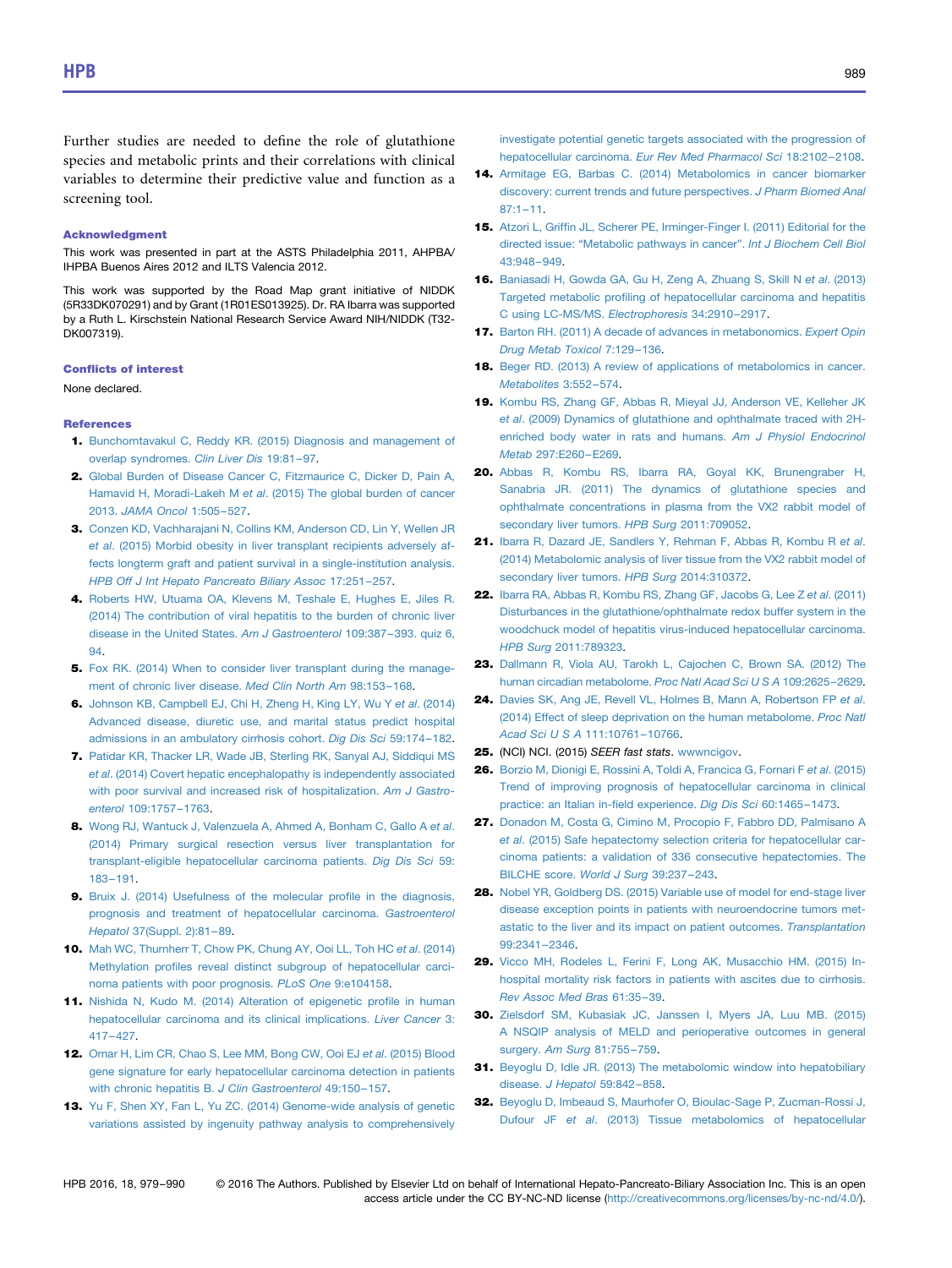Further studies are needed to define the role of glutathione species and metabolic prints and their correlations with clinical variables to determine their predictive value and function as a screening tool.

### Acknowledgment

This work was presented in part at the ASTS Philadelphia 2011, AHPBA/IHPBA Buenos Aires 2012 and ILTS Valencia 2012.

This work was supported by the Road Map grant initiative of NIDDK (5R33DK070291) and by Grant (1R01ES013925). Dr. RA Ibarra was supported by a Ruth L. Kirschstein National Research Service Award NIH/NIDDK (T32-DK007319).

### Conflicts of interest

None declared.

### References

1. Bunchorntavakul C, Reddy KR. (2015) Diagnosis and management of overlap syndromes. *Clin Liver Dis* 19:81–97.
2. Global Burden of Disease Cancer C, Fitzmaurice C, Dicker D, Pain A, Hamavid H, Moradi-Lakeh M *et al*. (2015) The global burden of cancer 2013. *JAMA Oncol* 1:505–527.
3. Conzen KD, Vachharajani N, Collins KM, Anderson CD, Lin Y, Wellen JR *et al*. (2015) Morbid obesity in liver transplant recipients adversely affects longterm graft and patient survival in a single-institution analysis. *HPB Off J Int Hepato Pancreato Biliary Assoc* 17:251–257.
4. Roberts HW, Utuama OA, Klevens M, Teshale E, Hughes E, Jiles R. (2014) The contribution of viral hepatitis to the burden of chronic liver disease in the United States. *Am J Gastroenterol* 109:387–393. quiz 6, 94.
5. Fox RK. (2014) When to consider liver transplant during the management of chronic liver disease. *Med Clin North Am* 98:153–168.
6. Johnson KB, Campbell EJ, Chi H, Zheng H, King LY, Wu Y *et al*. (2014) Advanced disease, diuretic use, and marital status predict hospital admissions in an ambulatory cirrhosis cohort. *Dig Dis Sci* 59:174–182.
7. Patidar KR, Thacker LR, Wade JB, Sterling RK, Sanyal AJ, Siddiqui MS *et al*. (2014) Covert hepatic encephalopathy is independently associated with poor survival and increased risk of hospitalization. *Am J Gastroenterol* 109:1757–1763.
8. Wong RJ, Wantuck J, Valenzuela A, Ahmed A, Bonham C, Gallo A *et al*. (2014) Primary surgical resection versus liver transplantation for transplant-eligible hepatocellular carcinoma patients. *Dig Dis Sci* 59:183–191.
9. Bruix J. (2014) Usefulness of the molecular profile in the diagnosis, prognosis and treatment of hepatocellular carcinoma. *Gastroenterol Hepatol* 37(Suppl. 2):81–89.
10. Mah WC, Thurnherr T, Chow PK, Chung AY, Ooi LL, Toh HC *et al*. (2014) Methylation profiles reveal distinct subgroup of hepatocellular carcinoma patients with poor prognosis. *PLoS One* 9:e104158.
11. Nishida N, Kudo M. (2014) Alteration of epigenetic profile in human hepatocellular carcinoma and its clinical implications. *Liver Cancer* 3:417–427.
12. Omar H, Lim CR, Chao S, Lee MM, Bong CW, Ooi EJ *et al*. (2015) Blood gene signature for early hepatocellular carcinoma detection in patients with chronic hepatitis B. *J Clin Gastroenterol* 49:150–157.
13. Yu F, Shen XY, Fan L, Yu ZC. (2014) Genome-wide analysis of genetic variations assisted by ingenuity pathway analysis to comprehensively investigate potential genetic targets associated with the progression of hepatocellular carcinoma. *Eur Rev Med Pharmacol Sci* 18:2102–2108.
14. Armitage EG, Barbas C. (2014) Metabolomics in cancer biomarker discovery: current trends and future perspectives. *J Pharm Biomed Anal* 87:1–11.
15. Atzori L, Griffin JL, Scherer PE, Irminger-Finger I. (2011) Editorial for the directed issue: "Metabolic pathways in cancer". *Int J Biochem Cell Biol* 43:948–949.
16. Baniasadi H, Gowda GA, Gu H, Zeng A, Zhuang S, Skill N *et al*. (2013) Targeted metabolic profiling of hepatocellular carcinoma and hepatitis C using LC-MS/MS. *Electrophoresis* 34:2910–2917.
17. Barton RH. (2011) A decade of advances in metabonomics. *Expert Opin Drug Metab Toxicol* 7:129–136.
18. Beger RD. (2013) A review of applications of metabolomics in cancer. *Metabolites* 3:552–574.
19. Kombu RS, Zhang GF, Abbas R, Mieyal JJ, Anderson VE, Kelleher JK *et al*. (2009) Dynamics of glutathione and ophthalmate traced with 2H-enriched body water in rats and humans. *Am J Physiol Endocrinol Metab* 297:E260–E269.
20. Abbas R, Kombu RS, Ibarra RA, Goyal KK, Brunengraber H, Sanabria JR. (2011) The dynamics of glutathione species and ophthalmate concentrations in plasma from the VX2 rabbit model of secondary liver tumors. *HPB Surg* 2011:709052.
21. Ibarra R, Dazard JE, Sandlers Y, Rehman F, Abbas R, Kombu R *et al*. (2014) Metabolomic analysis of liver tissue from the VX2 rabbit model of secondary liver tumors. *HPB Surg* 2014:310372.
22. Ibarra RA, Abbas R, Kombu RS, Zhang GF, Jacobs G, Lee Z *et al*. (2011) Disturbances in the glutathione/ophthalmate redox buffer system in the woodchuck model of hepatitis virus-induced hepatocellular carcinoma. *HPB Surg* 2011:789323.
23. Dallmann R, Viola AU, Tarokh L, Cajochen C, Brown SA. (2012) The human circadian metabolome. *Proc Natl Acad Sci U S A* 109:2625–2629.
24. Davies SK, Ang JE, Revell VL, Holmes B, Mann A, Robertson FP *et al*. (2014) Effect of sleep deprivation on the human metabolome. *Proc Natl Acad Sci U S A* 111:10761–10766.
25. (NCI) NCI. (2015) *SEER fast stats*. wwwncigov.
26. Borzio M, Dionigi E, Rossini A, Toldi A, Francica G, Fornari F *et al*. (2015) Trend of improving prognosis of hepatocellular carcinoma in clinical practice: an Italian in-field experience. *Dig Dis Sci* 60:1465–1473.
27. Donadon M, Costa G, Cimino M, Procopio F, Fabbro DD, Palmisano A *et al*. (2015) Safe hepatectomy selection criteria for hepatocellular carcinoma patients: a validation of 336 consecutive hepatectomies. The BILCHE score. *World J Surg* 39:237–243.
28. Nobel YR, Goldberg DS. (2015) Variable use of model for end-stage liver disease exception points in patients with neuroendocrine tumors metastatic to the liver and its impact on patient outcomes. *Transplantation* 99:2341–2346.
29. Vicco MH, Rodeles L, Ferini F, Long AK, Musacchio HM. (2015) In-hospital mortality risk factors in patients with ascites due to cirrhosis. *Rev Assoc Med Bras* 61:35–39.
30. Zielsdorf SM, Kubasiak JC, Janssen I, Myers JA, Luu MB. (2015) A NSQIP analysis of MELD and perioperative outcomes in general surgery. *Am Surg* 81:755–759.
31. Beyoglu D, Idle JR. (2013) The metabolomic window into hepatobiliary disease. *J Hepatol* 59:842–858.
32. Beyoglu D, Imbeaud S, Maurhofer O, Bioulac-Sage P, Zucman-Rossi J, Dufour JF *et al*. (2013) Tissue metabolomics of hepatocellular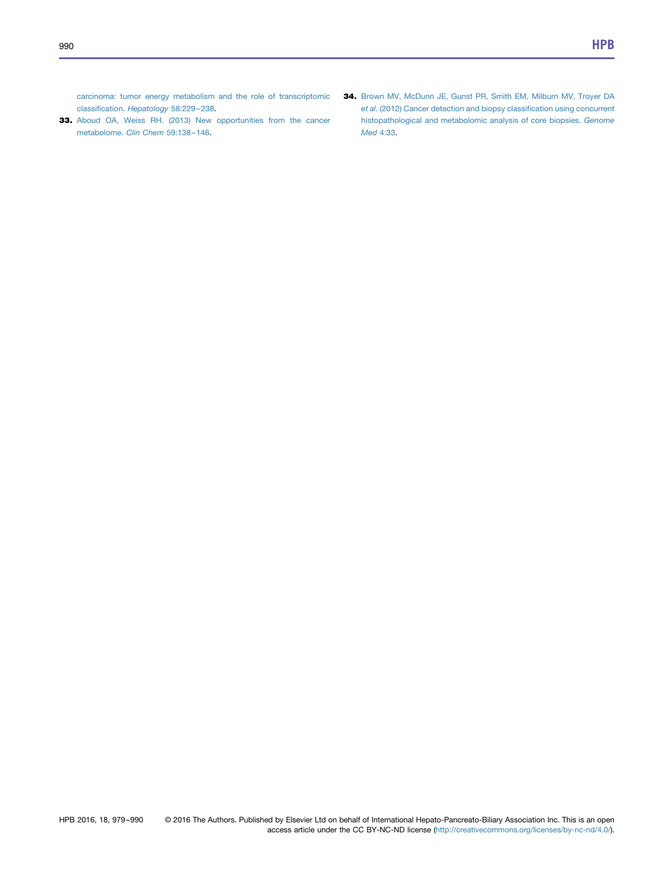carcinoma: tumor energy metabolism and the role of transcriptomic classification. *Hepatology* 58:229–238.

33. Aboud OA, Weiss RH. (2013) New opportunities from the cancer metabolome. *Clin Chem* 59:138–146.

34. Brown MV, McDunn JE, Gunst PR, Smith EM, Milburn MV, Troyer DA *et al*. (2012) Cancer detection and biopsy classification using concurrent histopathological and metabolomic analysis of core biopsies. *Genome Med* 4:33.